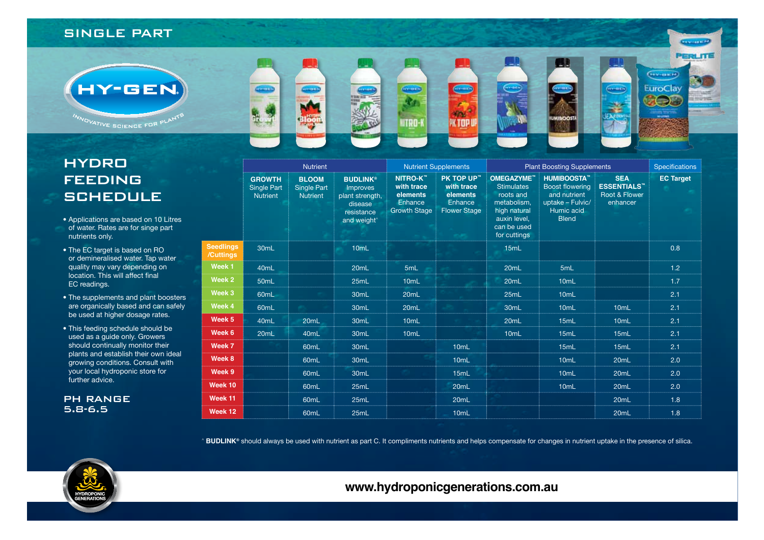# SINGLE PART

HY-GEN

INNOVATIVE SCIENCE FOR PLANTS

# HYDRO FEEDING SCHEDULE

- Applications are based on 10 Litres of water. Rates are for singe part nutrients only.
- The EC target is based on RO or demineralised water. Tap water quality may vary depending on location. This will affect final EC readings.
- The supplements and plant boosters are organically based and can safely be used at higher dosage rates.
- This feeding schedule should be used as a guide only. Growers should continually monitor their plants and establish their own ideal growing conditions. Consult with your local hydroponic store for further advice.

## PH RANGE 5.8-6.5

| | Nutrient | | | Nutrient Supplements | | Plant Boosting Supplements | | | Specifications |
|---|---|---|---|---|---|---|---|---|---|
| | **GROWTH** Single Part Nutrient | **BLOOM** Single Part Nutrient | **BUDLINK®** Improves plant strength, disease resistance and weight^ | **NITRO-K™ with trace elements** Enhance Growth Stage | **PK TOP UP™ with trace elements** Enhance Flower Stage | **OMEGAZYME™** Stimulates roots and metabolism, high natural auxin level, can be used for cuttings | **HUMIBOOSTA™** Boost flowering and nutrient uptake – Fulvic/ Humic acid Blend | **SEA ESSENTIALS™** Root & Flower enhancer | **EC Target** |
| **Seedlings /Cuttings** | 30mL | | 10mL | | | 15mL | | | 0.8 |
| **Week 1** | 40mL | | 20mL | 5mL | | 20mL | 5mL | | 1.2 |
| **Week 2** | 50mL | | 25mL | 10mL | | 20mL | 10mL | | 1.7 |
| **Week 3** | 60mL | | 30mL | 20mL | | 25mL | 10mL | | 2.1 |
| **Week 4** | 60mL | | 30mL | 20mL | | 30mL | 10mL | 10mL | 2.1 |
| **Week 5** | 40mL | 20mL | 30mL | 10mL | | 20mL | 15mL | 10mL | 2.1 |
| **Week 6** | 20mL | 40mL | 30mL | 10mL | | 10mL | 15mL | 15mL | 2.1 |
| **Week 7** | | 60mL | 30mL | | 10mL | | 15mL | 15mL | 2.1 |
| **Week 8** | | 60mL | 30mL | | 10mL | | 10mL | 20mL | 2.0 |
| **Week 9** | | 60mL | 30mL | | 15mL | | 10mL | 20mL | 2.0 |
| **Week 10** | | 60mL | 25mL | | 20mL | | 10mL | 20mL | 2.0 |
| **Week 11** | | 60mL | 25mL | | 20mL | | | 20mL | 1.8 |
| **Week 12** | | 60mL | 25mL | | 10mL | | | 20mL | 1.8 |

^ **BUDLINK®** should always be used with nutrient as part C. It compliments nutrients and helps compensate for changes in nutrient uptake in the presence of silica.

HYDROPONIC GENERATIONS

**www.hydroponicgenerations.com.au**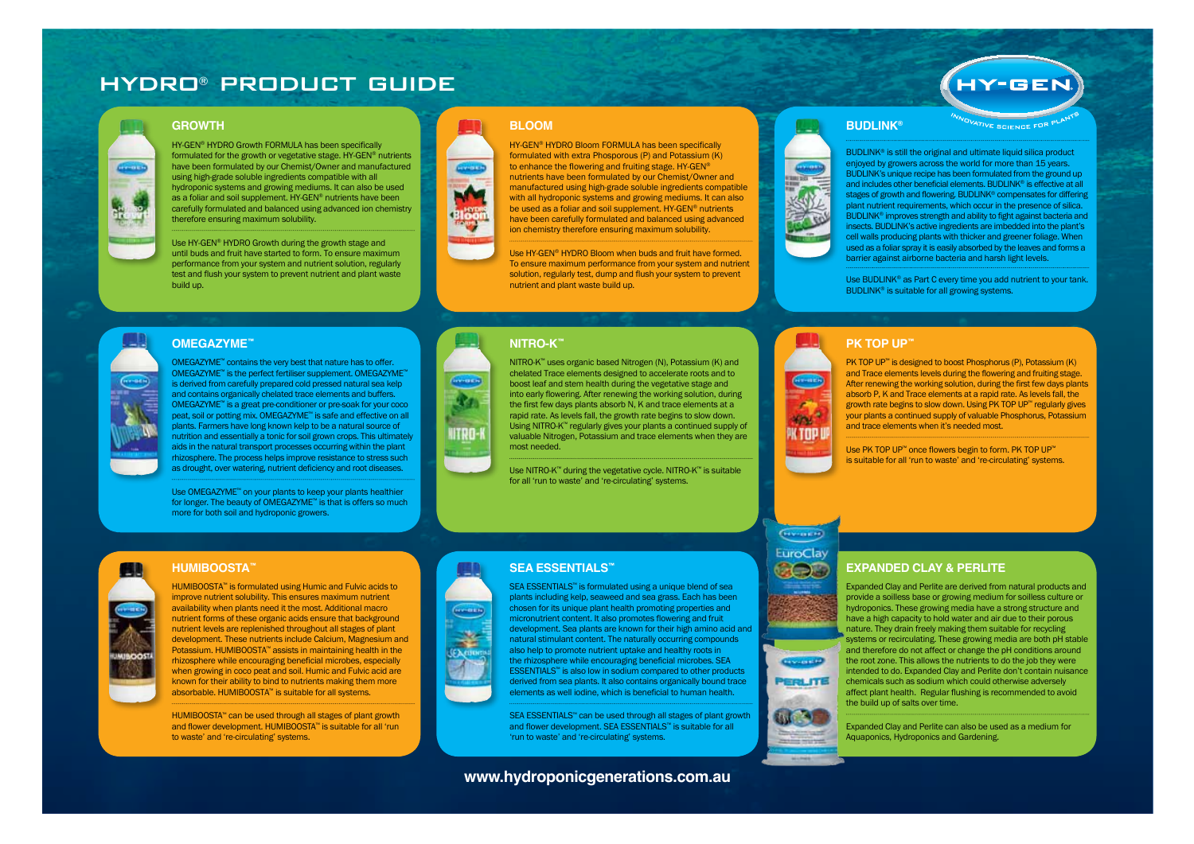# HYDRO® PRODUCT GUIDE

HY-GEN

INNOVATIVE SCIENCE FOR PLANTS

## GROWTH

HY-GEN® HYDRO Growth FORMULA has been specifically formulated for the growth or vegetative stage. HY-GEN® nutrients have been formulated by our Chemist/Owner and manufactured using high-grade soluble ingredients compatible with all hydroponic systems and growing mediums. It can also be used as a foliar and soil supplement. HY-GEN® nutrients have been carefully formulated and balanced using advanced ion chemistry therefore ensuring maximum solubility.

Use HY-GEN® HYDRO Growth during the growth stage and until buds and fruit have started to form. To ensure maximum performance from your system and nutrient solution, regularly test and flush your system to prevent nutrient and plant waste build up.

## BLOOM

HY-GEN® HYDRO Bloom FORMULA has been specifically formulated with extra Phosporous (P) and Potassium (K) to enhance the flowering and fruiting stage. HY-GEN® nutrients have been formulated by our Chemist/Owner and manufactured using high-grade soluble ingredients compatible with all hydroponic systems and growing mediums. It can also be used as a foliar and soil supplement. HY-GEN® nutrients have been carefully formulated and balanced using advanced ion chemistry therefore ensuring maximum solubility.

Use HY-GEN® HYDRO Bloom when buds and fruit have formed. To ensure maximum performance from your system and nutrient solution, regularly test, dump and flush your system to prevent nutrient and plant waste build up.

## BUDLINK®

BUDLINK® is still the original and ultimate liquid silica product enjoyed by growers across the world for more than 15 years. BUDLINK's unique recipe has been formulated from the ground up and includes other beneficial elements. BUDLINK® is effective at all stages of growth and flowering, BUDLINK® compensates for differing plant nutrient requirements, which occur in the presence of silica. BUDLINK® improves strength and ability to fight against bacteria and insects. BUDLINK's active ingredients are imbedded into the plant's cell walls producing plants with thicker and greener foliage. When used as a foliar spray it is easily absorbed by the leaves and forms a barrier against airborne bacteria and harsh light levels.

Use BUDLINK® as Part C every time you add nutrient to your tank. BUDLINK® is suitable for all growing systems.

## OMEGAZYME™

OMEGAZYME™ contains the very best that nature has to offer. OMEGAZYME™ is the perfect fertiliser supplement. OMEGAZYME™ is derived from carefully prepared cold pressed natural sea kelp and contains organically chelated trace elements and buffers. OMEGAZYME™ is a great pre-conditioner or pre-soak for your coco peat, soil or potting mix. OMEGAZYME™ is safe and effective on all plants. Farmers have long known kelp to be a natural source of nutrition and essentially a tonic for soil grown crops. This ultimately aids in the natural transport processes occurring within the plant rhizosphere. The process helps improve resistance to stress such as drought, over watering, nutrient deficiency and root diseases.

Use OMEGAZYME™ on your plants to keep your plants healthier for longer. The beauty of OMEGAZYME™ is that is offers so much more for both soil and hydroponic growers.

## NITRO-K™

NITRO-K™ uses organic based Nitrogen (N), Potassium (K) and chelated Trace elements designed to accelerate roots and to boost leaf and stem health during the vegetative stage and into early flowering. After renewing the working solution, during the first few days plants absorb N, K and trace elements at a rapid rate. As levels fall, the growth rate begins to slow down. Using NITRO-K™ regularly gives your plants a continued supply of valuable Nitrogen, Potassium and trace elements when they are most needed.

Use NITRO-K™ during the vegetative cycle. NITRO-K™ is suitable for all 'run to waste' and 're-circulating' systems.

## PK TOP UP™

PK TOP UP™ is designed to boost Phosphorus (P), Potassium (K) and Trace elements levels during the flowering and fruiting stage. After renewing the working solution, during the first few days plants absorb P, K and Trace elements at a rapid rate. As levels fall, the growth rate begins to slow down. Using PK TOP UP™ regularly gives your plants a continued supply of valuable Phosphorus, Potassium and trace elements when it's needed most.

Use PK TOP UP™ once flowers begin to form. PK TOP UP™ is suitable for all 'run to waste' and 're-circulating' systems.

## HUMIBOOSTA™

HUMIBOOSTA™ is formulated using Humic and Fulvic acids to improve nutrient solubility. This ensures maximum nutrient availability when plants need it the most. Additional macro nutrient forms of these organic acids ensure that background nutrient levels are replenished throughout all stages of plant development. These nutrients include Calcium, Magnesium and Potassium. HUMIBOOSTA™ assists in maintaining health in the rhizosphere while encouraging beneficial microbes, especially when growing in coco peat and soil. Humic and Fulvic acid are known for their ability to bind to nutrients making them more absorbable. HUMIBOOSTA™ is suitable for all systems.

HUMIBOOSTA™ can be used through all stages of plant growth and flower development. HUMIBOOSTA™ is suitable for all 'run to waste' and 're-circulating' systems.

## SEA ESSENTIALS™

SEA ESSENTIALS™ is formulated using a unique blend of sea plants including kelp, seaweed and sea grass. Each has been chosen for its unique plant health promoting properties and micronutrient content. It also promotes flowering and fruit development. Sea plants are known for their high amino acid and natural stimulant content. The naturally occurring compounds also help to promote nutrient uptake and healthy roots in the rhizosphere while encouraging beneficial microbes. SEA ESSENTIALS™ is also low in sodium compared to other products derived from sea plants. It also contains organically bound trace elements as well iodine, which is beneficial to human health.

SEA ESSENTIALS™ can be used through all stages of plant growth and flower development. SEA ESSENTIALS™ is suitable for all 'run to waste' and 're-circulating' systems.

## EXPANDED CLAY & PERLITE

Expanded Clay and Perlite are derived from natural products and provide a soilless base or growing medium for soilless culture or hydroponics. These growing media have a strong structure and have a high capacity to hold water and air due to their porous nature. They drain freely making them suitable for recycling systems or recirculating. These growing media are both pH stable and therefore do not affect or change the pH conditions around the root zone. This allows the nutrients to do the job they were intended to do. Expanded Clay and Perlite don't contain nuisance chemicals such as sodium which could otherwise adversely affect plant health. Regular flushing is recommended to avoid the build up of salts over time.

Expanded Clay and Perlite can also be used as a medium for Aquaponics, Hydroponics and Gardening.

www.hydroponicgenerations.com.au